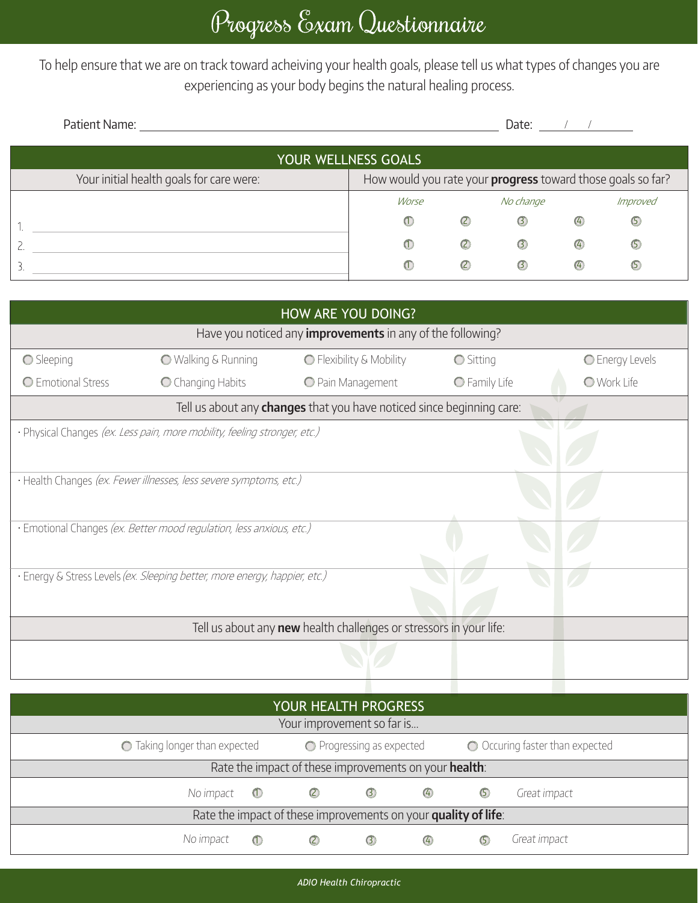# Progress Exam Questionnaire

To help ensure that we are on track toward acheiving your health goals, please tell us what types of changes you are experiencing as your body begins the natural healing process.

Patient Name: ______________________________ Date: ___/___/______

## YOUR WELLNESS GOALS

| Your initial health goals for care were: | How would you rate your **progress** toward those goals so far? | | | | |
|---|---|---|---|---|---|
| | *Worse* | | *No change* | | *Improved* |
| 1. ______________________ | ① | ② | ③ | ④ | ⑤ |
| 2. ______________________ | ① | ② | ③ | ④ | ⑤ |
| 3. ______________________ | ① | ② | ③ | ④ | ⑤ |

## HOW ARE YOU DOING?

Have you noticed any **improvements** in any of the following?

| | | | | |
|---|---|---|---|---|
| ○ Sleeping | ○ Walking & Running | ○ Flexibility & Mobility | ○ Sitting | ○ Energy Levels |
| ○ Emotional Stress | ○ Changing Habits | ○ Pain Management | ○ Family Life | ○ Work Life |

Tell us about any **changes** that you have noticed since beginning care:

- Physical Changes *(ex. Less pain, more mobility, feeling stronger, etc.)*
- Health Changes *(ex. Fewer illnesses, less severe symptoms, etc.)*
- Emotional Changes *(ex. Better mood regulation, less anxious, etc.)*
- Energy & Stress Levels *(ex. Sleeping better, more energy, happier, etc.)*

Tell us about any **new** health challenges or stressors in your life:

## YOUR HEALTH PROGRESS

Your improvement so far is...

○ Taking longer than expected ○ Progressing as expected ○ Occuring faster than expected

Rate the impact of these improvements on your **health**:

*No impact* ① ② ③ ④ ⑤ *Great impact*

Rate the impact of these improvements on your **quality of life**:

*No impact* ① ② ③ ④ ⑤ *Great impact*

*ADIO Health Chiropractic*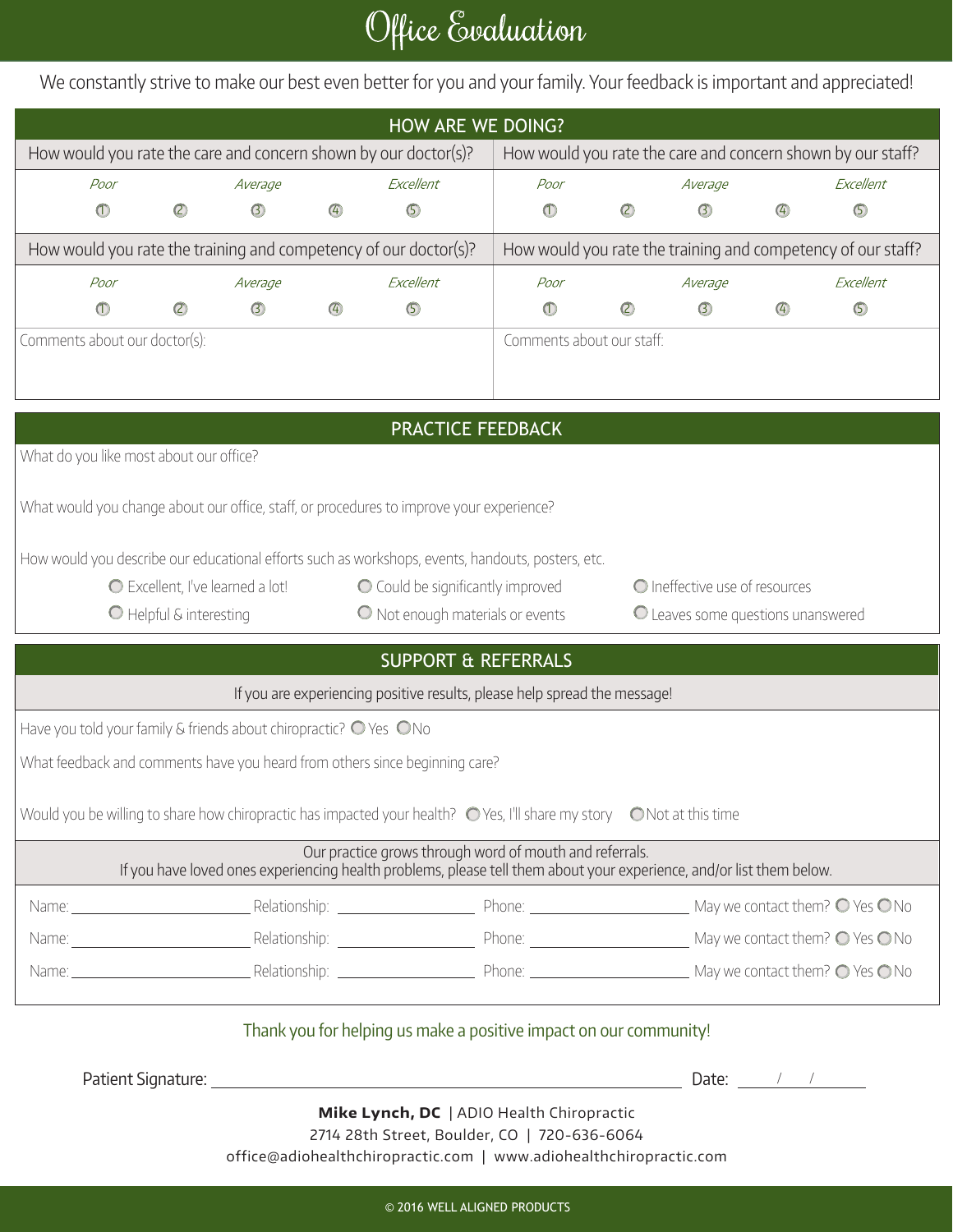# Office Evaluation

We constantly strive to make our best even better for you and your family. Your feedback is important and appreciated!

## HOW ARE WE DOING?

How would you rate the care and concern shown by our doctor(s)?

| Poor | | Average | | Excellent |
|---|---|---|---|---|
| ① | ② | ③ | ④ | ⑤ |

How would you rate the care and concern shown by our staff?

| Poor | | Average | | Excellent |
|---|---|---|---|---|
| ① | ② | ③ | ④ | ⑤ |

How would you rate the training and competency of our doctor(s)?

| Poor | | Average | | Excellent |
|---|---|---|---|---|
| ① | ② | ③ | ④ | ⑤ |

How would you rate the training and competency of our staff?

| Poor | | Average | | Excellent |
|---|---|---|---|---|
| ① | ② | ③ | ④ | ⑤ |

Comments about our doctor(s):

Comments about our staff:

## PRACTICE FEEDBACK

What do you like most about our office?

What would you change about our office, staff, or procedures to improve your experience?

How would you describe our educational efforts such as workshops, events, handouts, posters, etc.

- ○ Excellent, I've learned a lot!
- ○ Could be significantly improved
- ○ Ineffective use of resources
- ○ Helpful & interesting
- ○ Not enough materials or events
- ○ Leaves some questions unanswered

## SUPPORT & REFERRALS

If you are experiencing positive results, please help spread the message!

Have you told your family & friends about chiropractic? ○ Yes ○ No

What feedback and comments have you heard from others since beginning care?

Would you be willing to share how chiropractic has impacted your health? ○ Yes, I'll share my story ○ Not at this time

Our practice grows through word of mouth and referrals.
If you have loved ones experiencing health problems, please tell them about your experience, and/or list them below.

| | | | |
|---|---|---|---|
| Name: ____________ | Relationship: ____________ | Phone: ____________ | May we contact them? ○ Yes ○ No |
| Name: ____________ | Relationship: ____________ | Phone: ____________ | May we contact them? ○ Yes ○ No |
| Name: ____________ | Relationship: ____________ | Phone: ____________ | May we contact them? ○ Yes ○ No |

Thank you for helping us make a positive impact on our community!

Patient Signature: ______________________________ Date: ___ / ___ / ___

**Mike Lynch, DC** | ADIO Health Chiropractic
2714 28th Street, Boulder, CO | 720-636-6064
office@adiohealthchiropractic.com | www.adiohealthchiropractic.com

© 2016 WELL ALIGNED PRODUCTS